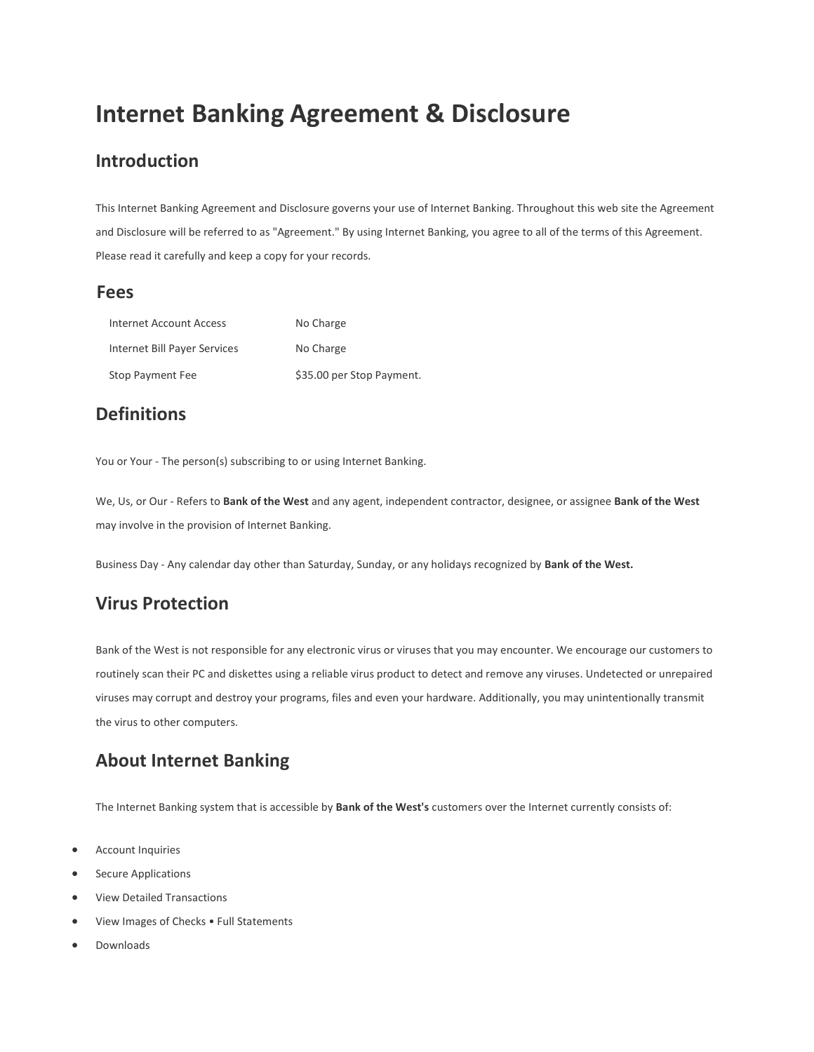# Internet Banking Agreement & Disclosure

## Introduction

This Internet Banking Agreement and Disclosure governs your use of Internet Banking. Throughout this web site the Agreement and Disclosure will be referred to as "Agreement." By using Internet Banking, you agree to all of the terms of this Agreement. Please read it carefully and keep a copy for your records.

## Fees

| | |
|---|---|
| Internet Account Access | No Charge |
| Internet Bill Payer Services | No Charge |
| Stop Payment Fee | $35.00 per Stop Payment. |

## Definitions

You or Your - The person(s) subscribing to or using Internet Banking.

We, Us, or Our - Refers to **Bank of the West** and any agent, independent contractor, designee, or assignee **Bank of the West** may involve in the provision of Internet Banking.

Business Day - Any calendar day other than Saturday, Sunday, or any holidays recognized by **Bank of the West.**

## Virus Protection

Bank of the West is not responsible for any electronic virus or viruses that you may encounter. We encourage our customers to routinely scan their PC and diskettes using a reliable virus product to detect and remove any viruses. Undetected or unrepaired viruses may corrupt and destroy your programs, files and even your hardware. Additionally, you may unintentionally transmit the virus to other computers.

## About Internet Banking

The Internet Banking system that is accessible by **Bank of the West's** customers over the Internet currently consists of:

- Account Inquiries
- Secure Applications
- View Detailed Transactions
- View Images of Checks • Full Statements
- Downloads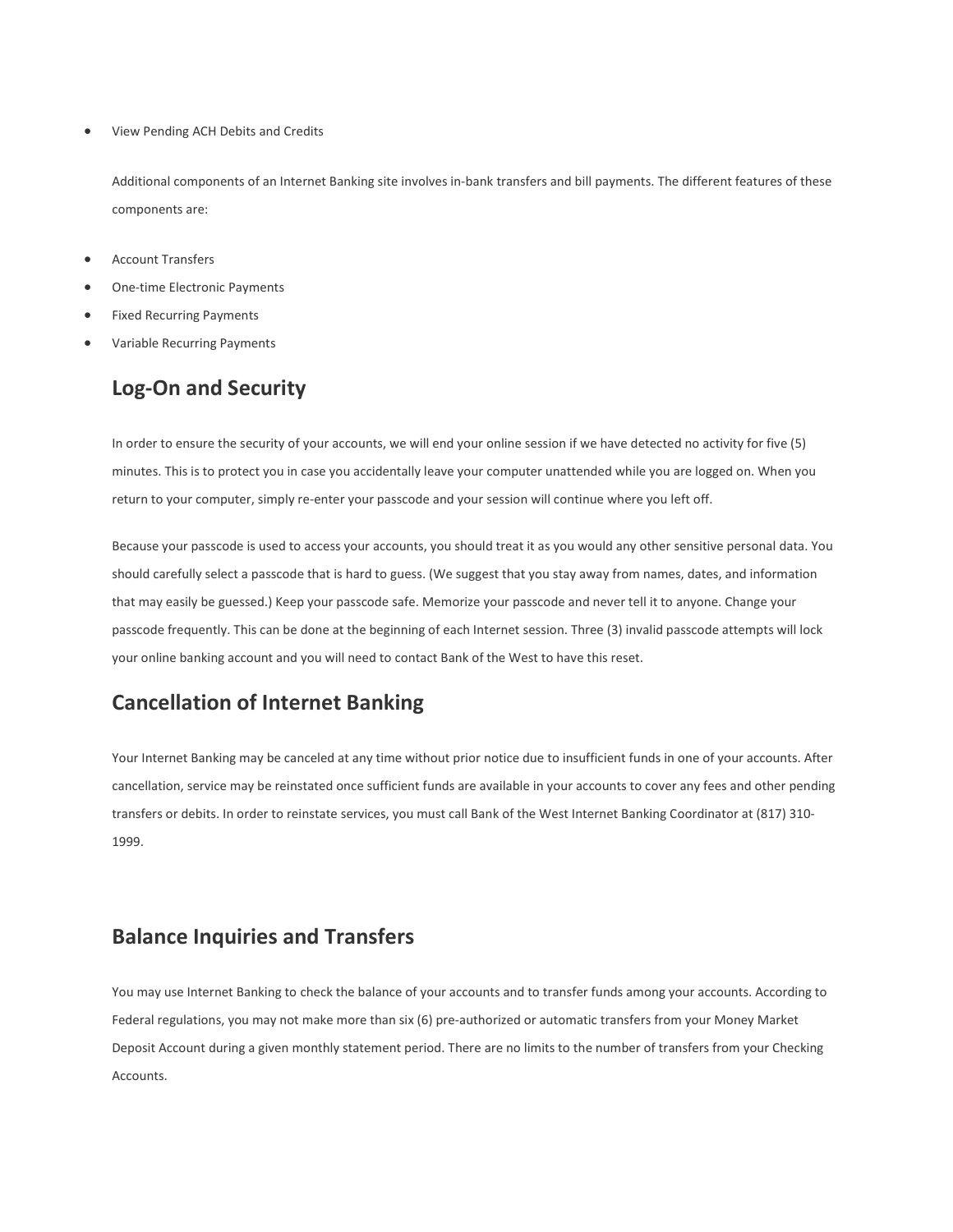- View Pending ACH Debits and Credits

Additional components of an Internet Banking site involves in-bank transfers and bill payments. The different features of these components are:

- Account Transfers
- One-time Electronic Payments
- Fixed Recurring Payments
- Variable Recurring Payments

## Log-On and Security

In order to ensure the security of your accounts, we will end your online session if we have detected no activity for five (5) minutes. This is to protect you in case you accidentally leave your computer unattended while you are logged on. When you return to your computer, simply re-enter your passcode and your session will continue where you left off.

Because your passcode is used to access your accounts, you should treat it as you would any other sensitive personal data. You should carefully select a passcode that is hard to guess. (We suggest that you stay away from names, dates, and information that may easily be guessed.) Keep your passcode safe. Memorize your passcode and never tell it to anyone. Change your passcode frequently. This can be done at the beginning of each Internet session. Three (3) invalid passcode attempts will lock your online banking account and you will need to contact Bank of the West to have this reset.

## Cancellation of Internet Banking

Your Internet Banking may be canceled at any time without prior notice due to insufficient funds in one of your accounts. After cancellation, service may be reinstated once sufficient funds are available in your accounts to cover any fees and other pending transfers or debits. In order to reinstate services, you must call Bank of the West Internet Banking Coordinator at (817) 310-1999.

## Balance Inquiries and Transfers

You may use Internet Banking to check the balance of your accounts and to transfer funds among your accounts. According to Federal regulations, you may not make more than six (6) pre-authorized or automatic transfers from your Money Market Deposit Account during a given monthly statement period. There are no limits to the number of transfers from your Checking Accounts.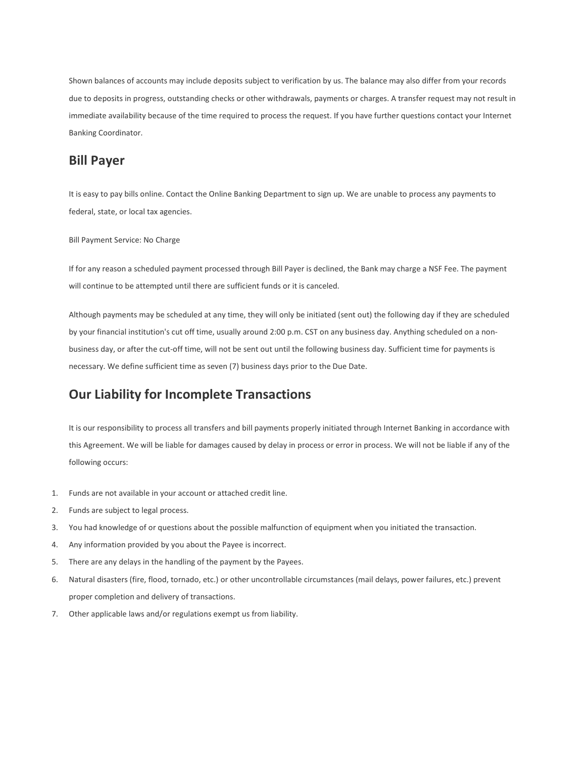Shown balances of accounts may include deposits subject to verification by us. The balance may also differ from your records due to deposits in progress, outstanding checks or other withdrawals, payments or charges. A transfer request may not result in immediate availability because of the time required to process the request. If you have further questions contact your Internet Banking Coordinator.

## Bill Payer

It is easy to pay bills online. Contact the Online Banking Department to sign up. We are unable to process any payments to federal, state, or local tax agencies.

Bill Payment Service: No Charge

If for any reason a scheduled payment processed through Bill Payer is declined, the Bank may charge a NSF Fee. The payment will continue to be attempted until there are sufficient funds or it is canceled.

Although payments may be scheduled at any time, they will only be initiated (sent out) the following day if they are scheduled by your financial institution's cut off time, usually around 2:00 p.m. CST on any business day. Anything scheduled on a non-business day, or after the cut-off time, will not be sent out until the following business day. Sufficient time for payments is necessary. We define sufficient time as seven (7) business days prior to the Due Date.

## Our Liability for Incomplete Transactions

It is our responsibility to process all transfers and bill payments properly initiated through Internet Banking in accordance with this Agreement. We will be liable for damages caused by delay in process or error in process. We will not be liable if any of the following occurs:

1. Funds are not available in your account or attached credit line.
2. Funds are subject to legal process.
3. You had knowledge of or questions about the possible malfunction of equipment when you initiated the transaction.
4. Any information provided by you about the Payee is incorrect.
5. There are any delays in the handling of the payment by the Payees.
6. Natural disasters (fire, flood, tornado, etc.) or other uncontrollable circumstances (mail delays, power failures, etc.) prevent proper completion and delivery of transactions.
7. Other applicable laws and/or regulations exempt us from liability.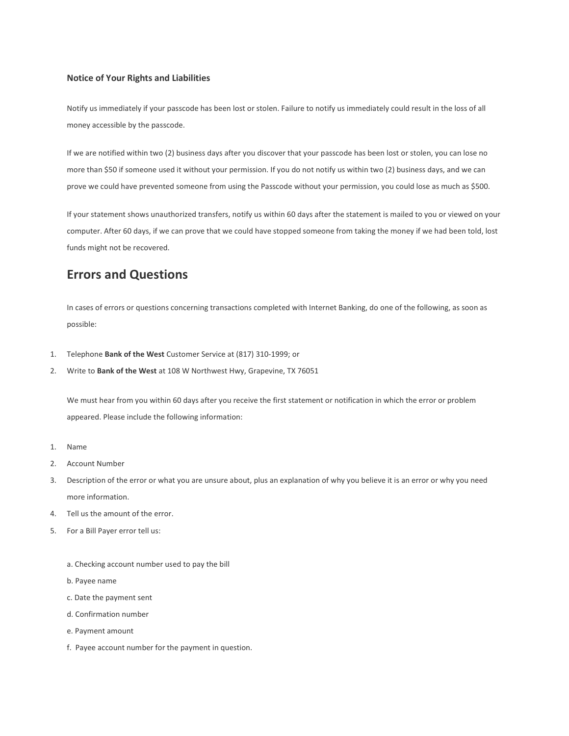**Notice of Your Rights and Liabilities**

Notify us immediately if your passcode has been lost or stolen. Failure to notify us immediately could result in the loss of all money accessible by the passcode.

If we are notified within two (2) business days after you discover that your passcode has been lost or stolen, you can lose no more than $50 if someone used it without your permission. If you do not notify us within two (2) business days, and we can prove we could have prevented someone from using the Passcode without your permission, you could lose as much as $500.

If your statement shows unauthorized transfers, notify us within 60 days after the statement is mailed to you or viewed on your computer. After 60 days, if we can prove that we could have stopped someone from taking the money if we had been told, lost funds might not be recovered.

## Errors and Questions

In cases of errors or questions concerning transactions completed with Internet Banking, do one of the following, as soon as possible:

1. Telephone **Bank of the West** Customer Service at (817) 310-1999; or
2. Write to **Bank of the West** at 108 W Northwest Hwy, Grapevine, TX 76051

We must hear from you within 60 days after you receive the first statement or notification in which the error or problem appeared. Please include the following information:

1. Name
2. Account Number
3. Description of the error or what you are unsure about, plus an explanation of why you believe it is an error or why you need more information.
4. Tell us the amount of the error.
5. For a Bill Payer error tell us:

    a. Checking account number used to pay the bill

    b. Payee name

    c. Date the payment sent

    d. Confirmation number

    e. Payment amount

    f. Payee account number for the payment in question.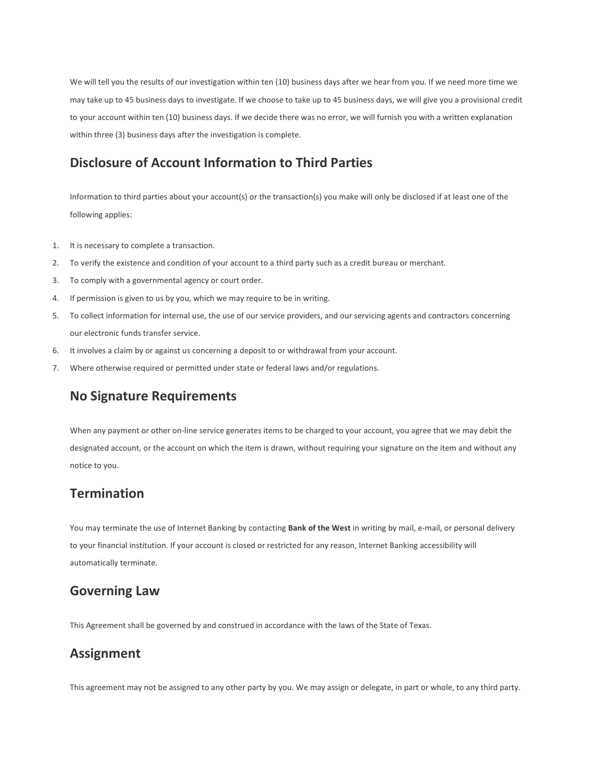We will tell you the results of our investigation within ten (10) business days after we hear from you. If we need more time we may take up to 45 business days to investigate. If we choose to take up to 45 business days, we will give you a provisional credit to your account within ten (10) business days. If we decide there was no error, we will furnish you with a written explanation within three (3) business days after the investigation is complete.

## Disclosure of Account Information to Third Parties

Information to third parties about your account(s) or the transaction(s) you make will only be disclosed if at least one of the following applies:

1. It is necessary to complete a transaction.
2. To verify the existence and condition of your account to a third party such as a credit bureau or merchant.
3. To comply with a governmental agency or court order.
4. If permission is given to us by you, which we may require to be in writing.
5. To collect information for internal use, the use of our service providers, and our servicing agents and contractors concerning our electronic funds transfer service.
6. It involves a claim by or against us concerning a deposit to or withdrawal from your account.
7. Where otherwise required or permitted under state or federal laws and/or regulations.

## No Signature Requirements

When any payment or other on-line service generates items to be charged to your account, you agree that we may debit the designated account, or the account on which the item is drawn, without requiring your signature on the item and without any notice to you.

## Termination

You may terminate the use of Internet Banking by contacting **Bank of the West** in writing by mail, e-mail, or personal delivery to your financial institution. If your account is closed or restricted for any reason, Internet Banking accessibility will automatically terminate.

## Governing Law

This Agreement shall be governed by and construed in accordance with the laws of the State of Texas.

## Assignment

This agreement may not be assigned to any other party by you. We may assign or delegate, in part or whole, to any third party.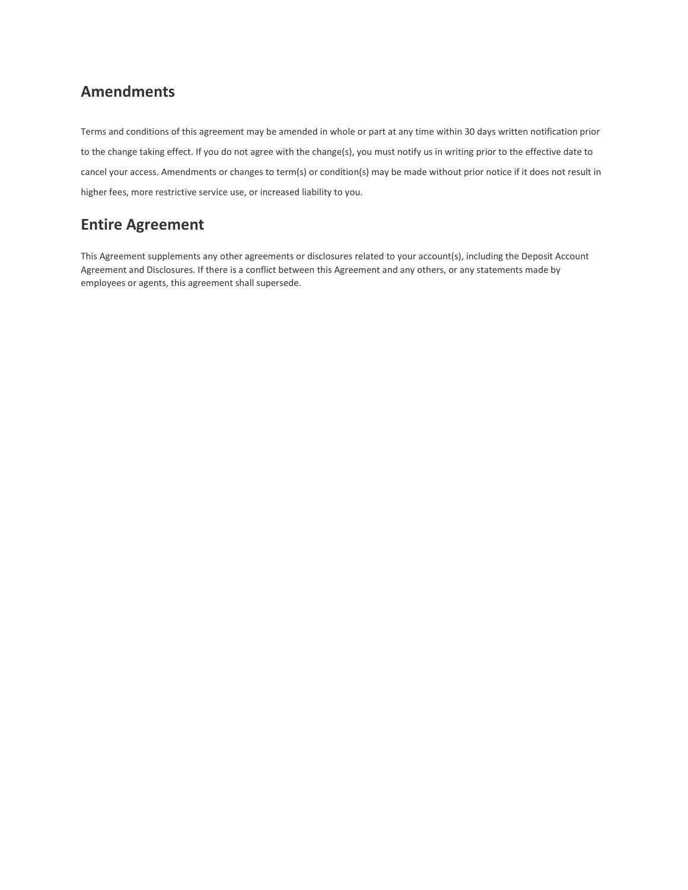## Amendments

Terms and conditions of this agreement may be amended in whole or part at any time within 30 days written notification prior to the change taking effect. If you do not agree with the change(s), you must notify us in writing prior to the effective date to cancel your access. Amendments or changes to term(s) or condition(s) may be made without prior notice if it does not result in higher fees, more restrictive service use, or increased liability to you.

## Entire Agreement

This Agreement supplements any other agreements or disclosures related to your account(s), including the Deposit Account Agreement and Disclosures. If there is a conflict between this Agreement and any others, or any statements made by employees or agents, this agreement shall supersede.